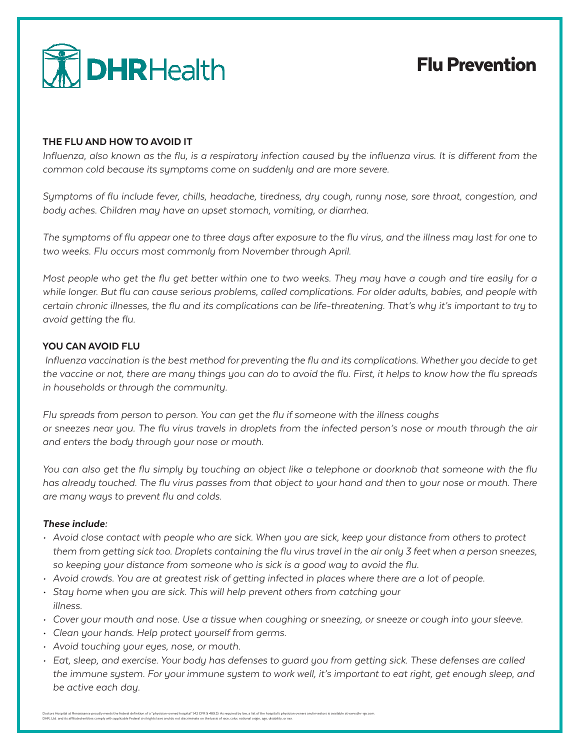DHRHealth

# Flu Prevention

## THE FLU AND HOW TO AVOID IT

*Influenza, also known as the flu, is a respiratory infection caused by the influenza virus. It is different from the common cold because its symptoms come on suddenly and are more severe.*

*Symptoms of flu include fever, chills, headache, tiredness, dry cough, runny nose, sore throat, congestion, and body aches. Children may have an upset stomach, vomiting, or diarrhea.*

*The symptoms of flu appear one to three days after exposure to the flu virus, and the illness may last for one to two weeks. Flu occurs most commonly from November through April.*

*Most people who get the flu get better within one to two weeks. They may have a cough and tire easily for a while longer. But flu can cause serious problems, called complications. For older adults, babies, and people with certain chronic illnesses, the flu and its complications can be life-threatening. That's why it's important to try to avoid getting the flu.*

## YOU CAN AVOID FLU

*Influenza vaccination is the best method for preventing the flu and its complications. Whether you decide to get the vaccine or not, there are many things you can do to avoid the flu. First, it helps to know how the flu spreads in households or through the community.*

*Flu spreads from person to person. You can get the flu if someone with the illness coughs or sneezes near you. The flu virus travels in droplets from the infected person's nose or mouth through the air and enters the body through your nose or mouth.*

*You can also get the flu simply by touching an object like a telephone or doorknob that someone with the flu has already touched. The flu virus passes from that object to your hand and then to your nose or mouth. There are many ways to prevent flu and colds.*

***These include:***

- *Avoid close contact with people who are sick. When you are sick, keep your distance from others to protect them from getting sick too. Droplets containing the flu virus travel in the air only 3 feet when a person sneezes, so keeping your distance from someone who is sick is a good way to avoid the flu.*
- *Avoid crowds. You are at greatest risk of getting infected in places where there are a lot of people.*
- *Stay home when you are sick. This will help prevent others from catching your illness.*
- *Cover your mouth and nose. Use a tissue when coughing or sneezing, or sneeze or cough into your sleeve.*
- *Clean your hands. Help protect yourself from germs.*
- *Avoid touching your eyes, nose, or mouth.*
- *Eat, sleep, and exercise. Your body has defenses to guard you from getting sick. These defenses are called the immune system. For your immune system to work well, it's important to eat right, get enough sleep, and be active each day.*

Doctors Hospital at Renaissance proudly meets the federal definition of a "physician-owned hospital" (42 CFR § 489.3). As required by law, a list of the hospital's physician owners and investors is available at www.dhr-rgv.com.
DHR, Ltd. and its affiliated entities comply with applicable Federal civil rights laws and do not discriminate on the basis of race, color, national origin, age, disability, or sex.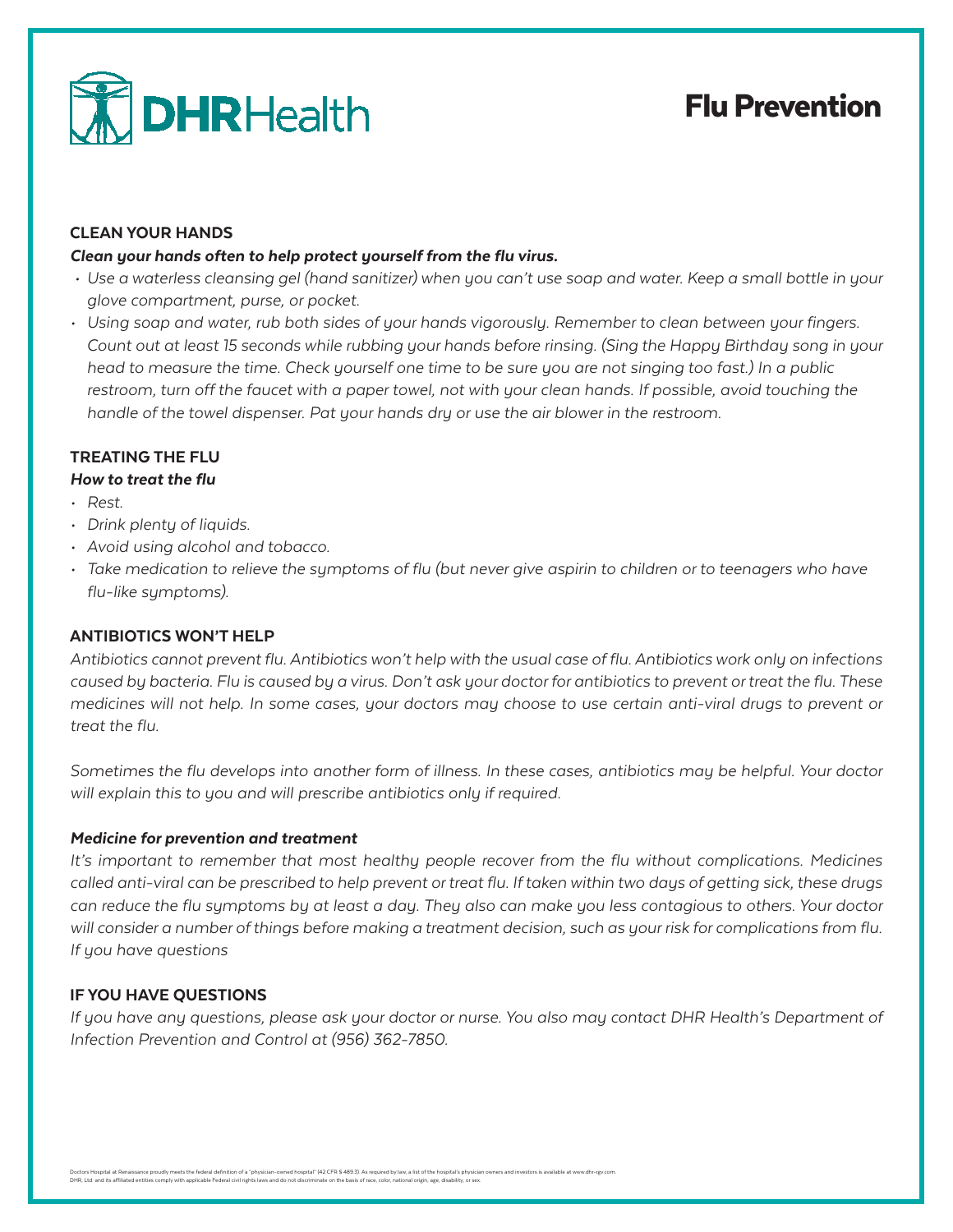# Flu Prevention

## CLEAN YOUR HANDS

***Clean your hands often to help protect yourself from the flu virus.***

- *Use a waterless cleansing gel (hand sanitizer) when you can't use soap and water. Keep a small bottle in your glove compartment, purse, or pocket.*
- *Using soap and water, rub both sides of your hands vigorously. Remember to clean between your fingers. Count out at least 15 seconds while rubbing your hands before rinsing. (Sing the Happy Birthday song in your head to measure the time. Check yourself one time to be sure you are not singing too fast.) In a public restroom, turn off the faucet with a paper towel, not with your clean hands. If possible, avoid touching the handle of the towel dispenser. Pat your hands dry or use the air blower in the restroom.*

## TREATING THE FLU

***How to treat the flu***

- *Rest.*
- *Drink plenty of liquids.*
- *Avoid using alcohol and tobacco.*
- *Take medication to relieve the symptoms of flu (but never give aspirin to children or to teenagers who have flu-like symptoms).*

## ANTIBIOTICS WON'T HELP

*Antibiotics cannot prevent flu. Antibiotics won't help with the usual case of flu. Antibiotics work only on infections caused by bacteria. Flu is caused by a virus. Don't ask your doctor for antibiotics to prevent or treat the flu. These medicines will not help. In some cases, your doctors may choose to use certain anti-viral drugs to prevent or treat the flu.*

*Sometimes the flu develops into another form of illness. In these cases, antibiotics may be helpful. Your doctor will explain this to you and will prescribe antibiotics only if required.*

***Medicine for prevention and treatment***

*It's important to remember that most healthy people recover from the flu without complications. Medicines called anti-viral can be prescribed to help prevent or treat flu. If taken within two days of getting sick, these drugs can reduce the flu symptoms by at least a day. They also can make you less contagious to others. Your doctor will consider a number of things before making a treatment decision, such as your risk for complications from flu. If you have questions*

## IF YOU HAVE QUESTIONS

*If you have any questions, please ask your doctor or nurse. You also may contact DHR Health's Department of Infection Prevention and Control at (956) 362-7850.*

Doctors Hospital at Renaissance proudly meets the federal definition of a "physician-owned hospital" (42 CFR § 489.3). As required by law, a list of the hospital's physician owners and investors is available at www.dhr-rgv.com.
DHR, Ltd. and its affiliated entities comply with applicable Federal civil rights laws and do not discriminate on the basis of race, color, national origin, age, disability, or sex.